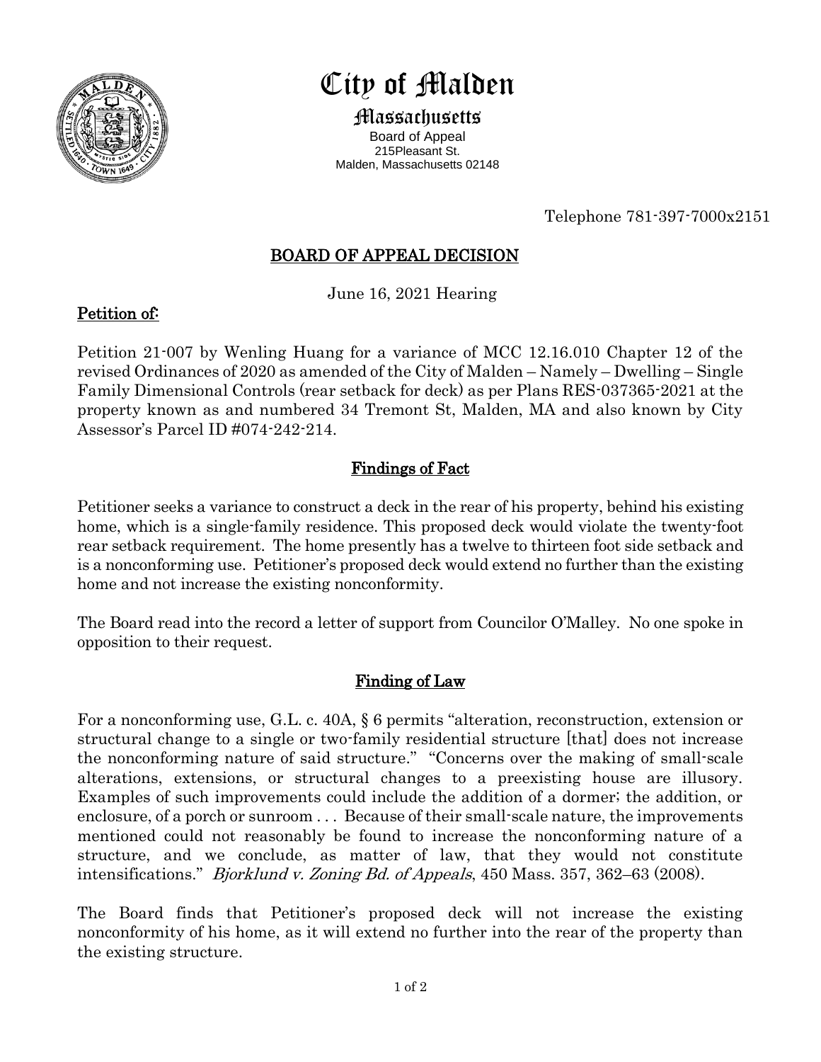# City of Malden

## Massachusetts

Board of Appeal
215Pleasant St.
Malden, Massachusetts 02148

Telephone 781-397-7000x2151

## BOARD OF APPEAL DECISION

June 16, 2021 Hearing

### Petition of:

Petition 21-007 by Wenling Huang for a variance of MCC 12.16.010 Chapter 12 of the revised Ordinances of 2020 as amended of the City of Malden – Namely – Dwelling – Single Family Dimensional Controls (rear setback for deck) as per Plans RES-037365-2021 at the property known as and numbered 34 Tremont St, Malden, MA and also known by City Assessor's Parcel ID #074-242-214.

### Findings of Fact

Petitioner seeks a variance to construct a deck in the rear of his property, behind his existing home, which is a single-family residence. This proposed deck would violate the twenty-foot rear setback requirement. The home presently has a twelve to thirteen foot side setback and is a nonconforming use. Petitioner's proposed deck would extend no further than the existing home and not increase the existing nonconformity.

The Board read into the record a letter of support from Councilor O'Malley. No one spoke in opposition to their request.

### Finding of Law

For a nonconforming use, G.L. c. 40A, § 6 permits "alteration, reconstruction, extension or structural change to a single or two-family residential structure [that] does not increase the nonconforming nature of said structure." "Concerns over the making of small-scale alterations, extensions, or structural changes to a preexisting house are illusory. Examples of such improvements could include the addition of a dormer; the addition, or enclosure, of a porch or sunroom . . . Because of their small-scale nature, the improvements mentioned could not reasonably be found to increase the nonconforming nature of a structure, and we conclude, as matter of law, that they would not constitute intensifications." *Bjorklund v. Zoning Bd. of Appeals*, 450 Mass. 357, 362–63 (2008).

The Board finds that Petitioner's proposed deck will not increase the existing nonconformity of his home, as it will extend no further into the rear of the property than the existing structure.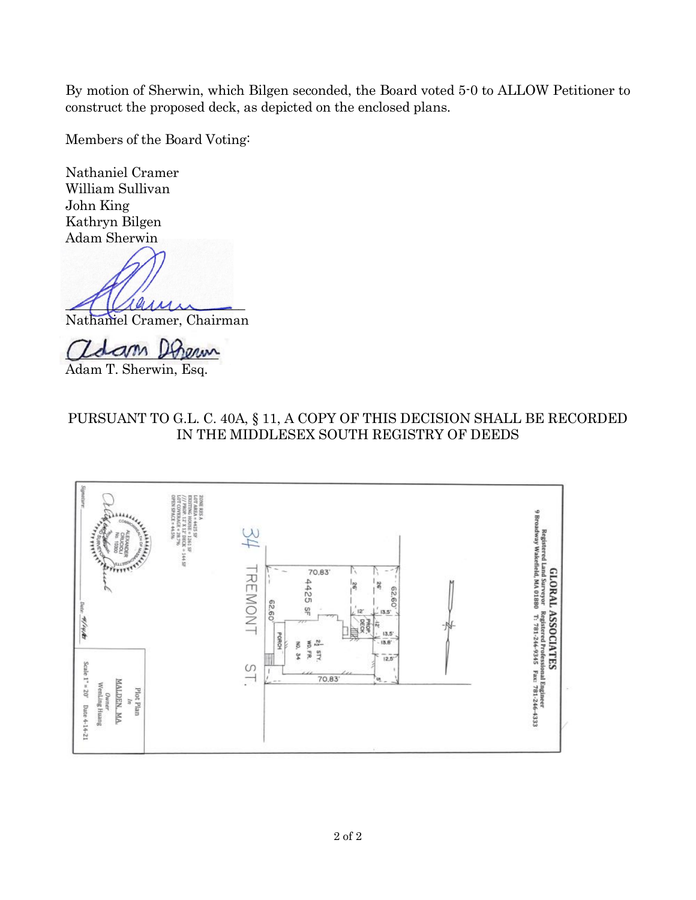By motion of Sherwin, which Bilgen seconded, the Board voted 5-0 to ALLOW Petitioner to construct the proposed deck, as depicted on the enclosed plans.

Members of the Board Voting:

Nathaniel Cramer
William Sullivan
John King
Kathryn Bilgen
Adam Sherwin

Nathaniel Cramer, Chairman

Adam T. Sherwin, Esq.

PURSUANT TO G.L. C. 40A, § 11, A COPY OF THIS DECISION SHALL BE RECORDED IN THE MIDDLESEX SOUTH REGISTRY OF DEEDS

GLORAL ASSOCIATES
Registered Land Surveyor Registered Professional Engineer
9 Broadway Wakefield, MA 01880 T: 781-246-9345 Fax: 781-246-4333

ZONE RES A
LOT AREA = 4425 SF
EXISTING HOUSE = 1261 SF
PROP. 12' X 12' DECK = 144 SF
LOT COVERAGE = 28.7%
OPEN SPACE = 44.5%

34 TREMONT ST.
4425 SF
70.83'
62.60'
2½ STY. WD. FR. NO. 34
PORCH
PROP. DECK
12'
26'
13.5'
13.8'
12.5'
5'

Plot Plan
In
MALDEN, MA
Owner
Wenling Huang
Scale 1" = 20' Date 4-14-21